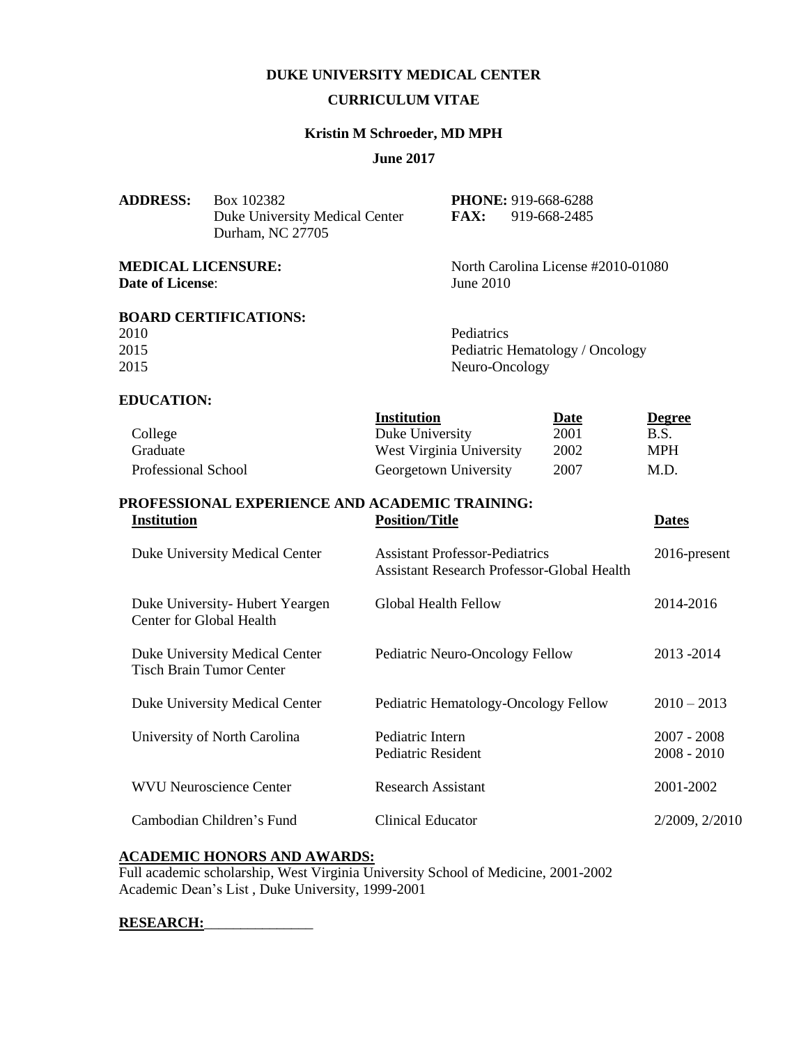# DUKE UNIVERSITY MEDICAL CENTER

## CURRICULUM VITAE

### Kristin M Schroeder, MD MPH

**June 2017**

**ADDRESS:** Box 102382
Duke University Medical Center
Durham, NC 27705

**PHONE:** 919-668-6288
**FAX:** 919-668-2485

**MEDICAL LICENSURE:** North Carolina License #2010-01080
**Date of License**: June 2010

**BOARD CERTIFICATIONS:**

| | |
|---|---|
| 2010 | Pediatrics |
| 2015 | Pediatric Hematology / Oncology |
| 2015 | Neuro-Oncology |

**EDUCATION:**

| | Institution | Date | Degree |
|---|---|---|---|
| College | Duke University | 2001 | B.S. |
| Graduate | West Virginia University | 2002 | MPH |
| Professional School | Georgetown University | 2007 | M.D. |

**PROFESSIONAL EXPERIENCE AND ACADEMIC TRAINING:**

| Institution | Position/Title | Dates |
|---|---|---|
| Duke University Medical Center | Assistant Professor-Pediatrics<br>Assistant Research Professor-Global Health | 2016-present |
| Duke University- Hubert Yeargen Center for Global Health | Global Health Fellow | 2014-2016 |
| Duke University Medical Center Tisch Brain Tumor Center | Pediatric Neuro-Oncology Fellow | 2013 -2014 |
| Duke University Medical Center | Pediatric Hematology-Oncology Fellow | 2010 – 2013 |
| University of North Carolina | Pediatric Intern<br>Pediatric Resident | 2007 - 2008<br>2008 - 2010 |
| WVU Neuroscience Center | Research Assistant | 2001-2002 |
| Cambodian Children's Fund | Clinical Educator | 2/2009, 2/2010 |

**ACADEMIC HONORS AND AWARDS:**

Full academic scholarship, West Virginia University School of Medicine, 2001-2002
Academic Dean's List , Duke University, 1999-2001

**RESEARCH:**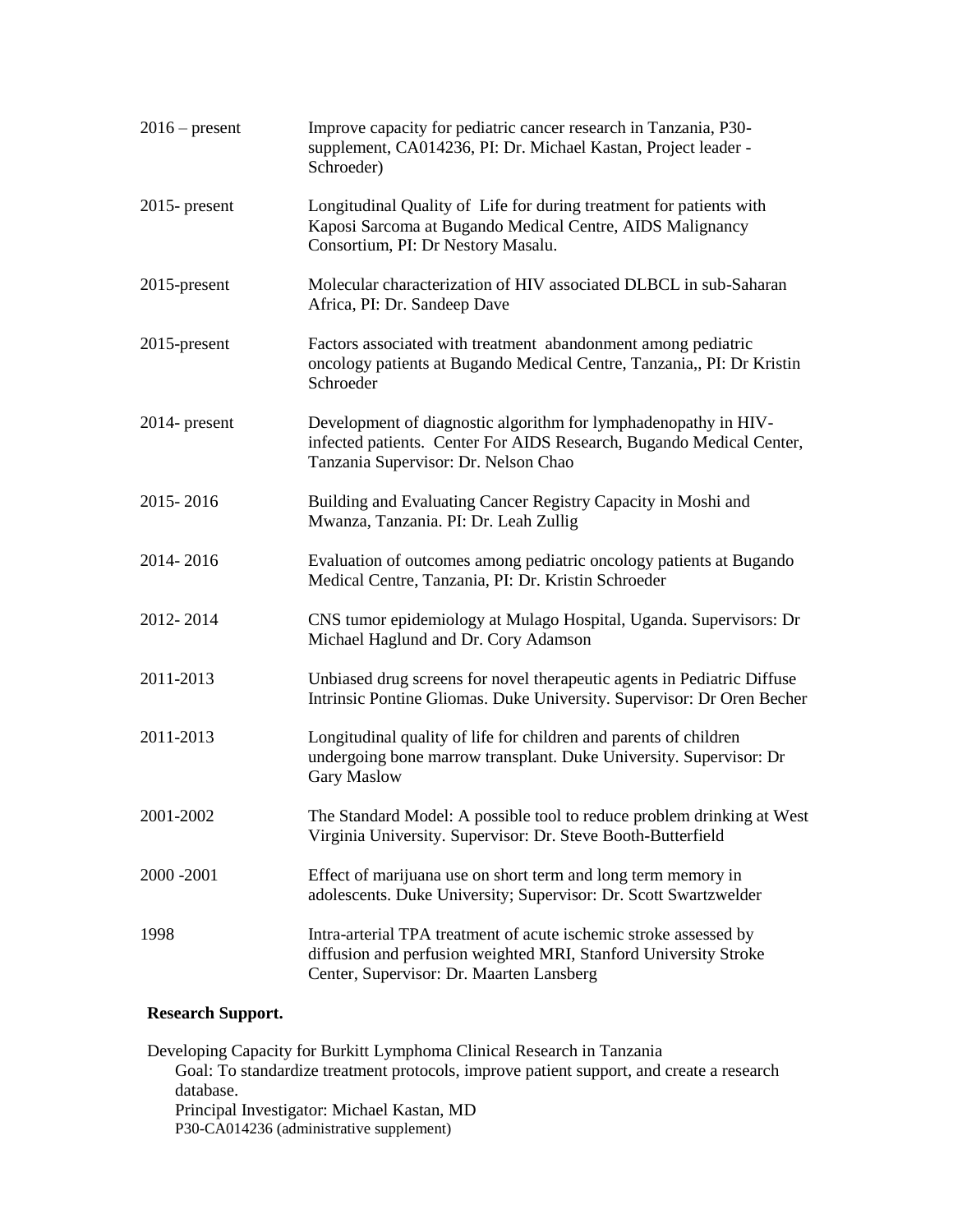| | |
|---|---|
| 2016 – present | Improve capacity for pediatric cancer research in Tanzania, P30-supplement, CA014236, PI: Dr. Michael Kastan, Project leader - Schroeder) |
| 2015- present | Longitudinal Quality of Life for during treatment for patients with Kaposi Sarcoma at Bugando Medical Centre, AIDS Malignancy Consortium, PI: Dr Nestory Masalu. |
| 2015-present | Molecular characterization of HIV associated DLBCL in sub-Saharan Africa, PI: Dr. Sandeep Dave |
| 2015-present | Factors associated with treatment abandonment among pediatric oncology patients at Bugando Medical Centre, Tanzania,, PI: Dr Kristin Schroeder |
| 2014- present | Development of diagnostic algorithm for lymphadenopathy in HIV-infected patients. Center For AIDS Research, Bugando Medical Center, Tanzania Supervisor: Dr. Nelson Chao |
| 2015- 2016 | Building and Evaluating Cancer Registry Capacity in Moshi and Mwanza, Tanzania. PI: Dr. Leah Zullig |
| 2014- 2016 | Evaluation of outcomes among pediatric oncology patients at Bugando Medical Centre, Tanzania, PI: Dr. Kristin Schroeder |
| 2012- 2014 | CNS tumor epidemiology at Mulago Hospital, Uganda. Supervisors: Dr Michael Haglund and Dr. Cory Adamson |
| 2011-2013 | Unbiased drug screens for novel therapeutic agents in Pediatric Diffuse Intrinsic Pontine Gliomas. Duke University. Supervisor: Dr Oren Becher |
| 2011-2013 | Longitudinal quality of life for children and parents of children undergoing bone marrow transplant. Duke University. Supervisor: Dr Gary Maslow |
| 2001-2002 | The Standard Model: A possible tool to reduce problem drinking at West Virginia University. Supervisor: Dr. Steve Booth-Butterfield |
| 2000 -2001 | Effect of marijuana use on short term and long term memory in adolescents. Duke University; Supervisor: Dr. Scott Swartzwelder |
| 1998 | Intra-arterial TPA treatment of acute ischemic stroke assessed by diffusion and perfusion weighted MRI, Stanford University Stroke Center, Supervisor: Dr. Maarten Lansberg |

**Research Support.**

Developing Capacity for Burkitt Lymphoma Clinical Research in Tanzania

Goal: To standardize treatment protocols, improve patient support, and create a research database.

Principal Investigator: Michael Kastan, MD

P30-CA014236 (administrative supplement)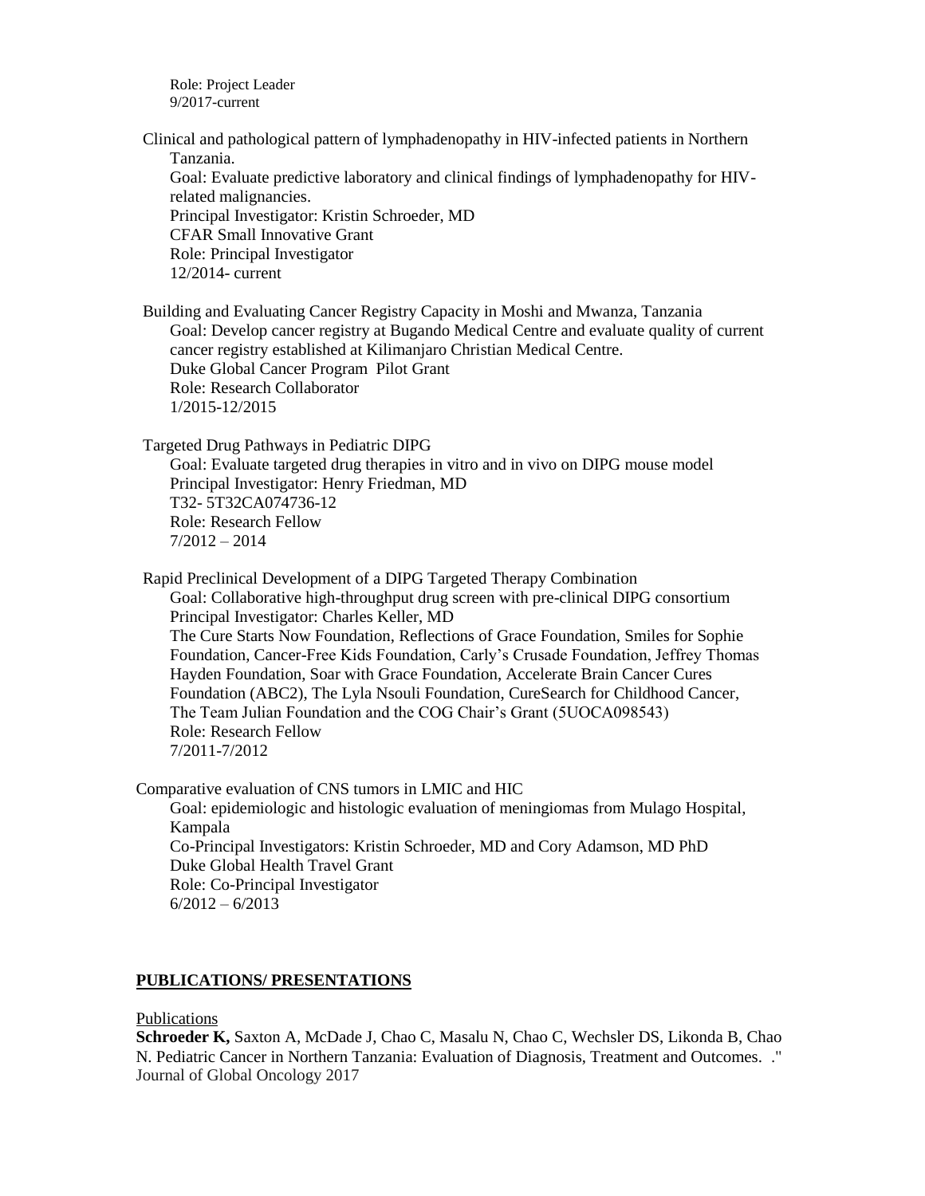Role: Project Leader
9/2017-current

Clinical and pathological pattern of lymphadenopathy in HIV-infected patients in Northern Tanzania.
Goal: Evaluate predictive laboratory and clinical findings of lymphadenopathy for HIV-related malignancies.
Principal Investigator: Kristin Schroeder, MD
CFAR Small Innovative Grant
Role: Principal Investigator
12/2014- current

Building and Evaluating Cancer Registry Capacity in Moshi and Mwanza, Tanzania
Goal: Develop cancer registry at Bugando Medical Centre and evaluate quality of current cancer registry established at Kilimanjaro Christian Medical Centre.
Duke Global Cancer Program Pilot Grant
Role: Research Collaborator
1/2015-12/2015

Targeted Drug Pathways in Pediatric DIPG
Goal: Evaluate targeted drug therapies in vitro and in vivo on DIPG mouse model
Principal Investigator: Henry Friedman, MD
T32- 5T32CA074736-12
Role: Research Fellow
7/2012 – 2014

Rapid Preclinical Development of a DIPG Targeted Therapy Combination
Goal: Collaborative high-throughput drug screen with pre-clinical DIPG consortium
Principal Investigator: Charles Keller, MD
The Cure Starts Now Foundation, Reflections of Grace Foundation, Smiles for Sophie Foundation, Cancer-Free Kids Foundation, Carly's Crusade Foundation, Jeffrey Thomas Hayden Foundation, Soar with Grace Foundation, Accelerate Brain Cancer Cures Foundation (ABC2), The Lyla Nsouli Foundation, CureSearch for Childhood Cancer, The Team Julian Foundation and the COG Chair's Grant (5UOCA098543)
Role: Research Fellow
7/2011-7/2012

Comparative evaluation of CNS tumors in LMIC and HIC
Goal: epidemiologic and histologic evaluation of meningiomas from Mulago Hospital, Kampala
Co-Principal Investigators: Kristin Schroeder, MD and Cory Adamson, MD PhD
Duke Global Health Travel Grant
Role: Co-Principal Investigator
6/2012 – 6/2013

## PUBLICATIONS/ PRESENTATIONS

Publications

**Schroeder K,** Saxton A, McDade J, Chao C, Masalu N, Chao C, Wechsler DS, Likonda B, Chao N. Pediatric Cancer in Northern Tanzania: Evaluation of Diagnosis, Treatment and Outcomes. ." Journal of Global Oncology 2017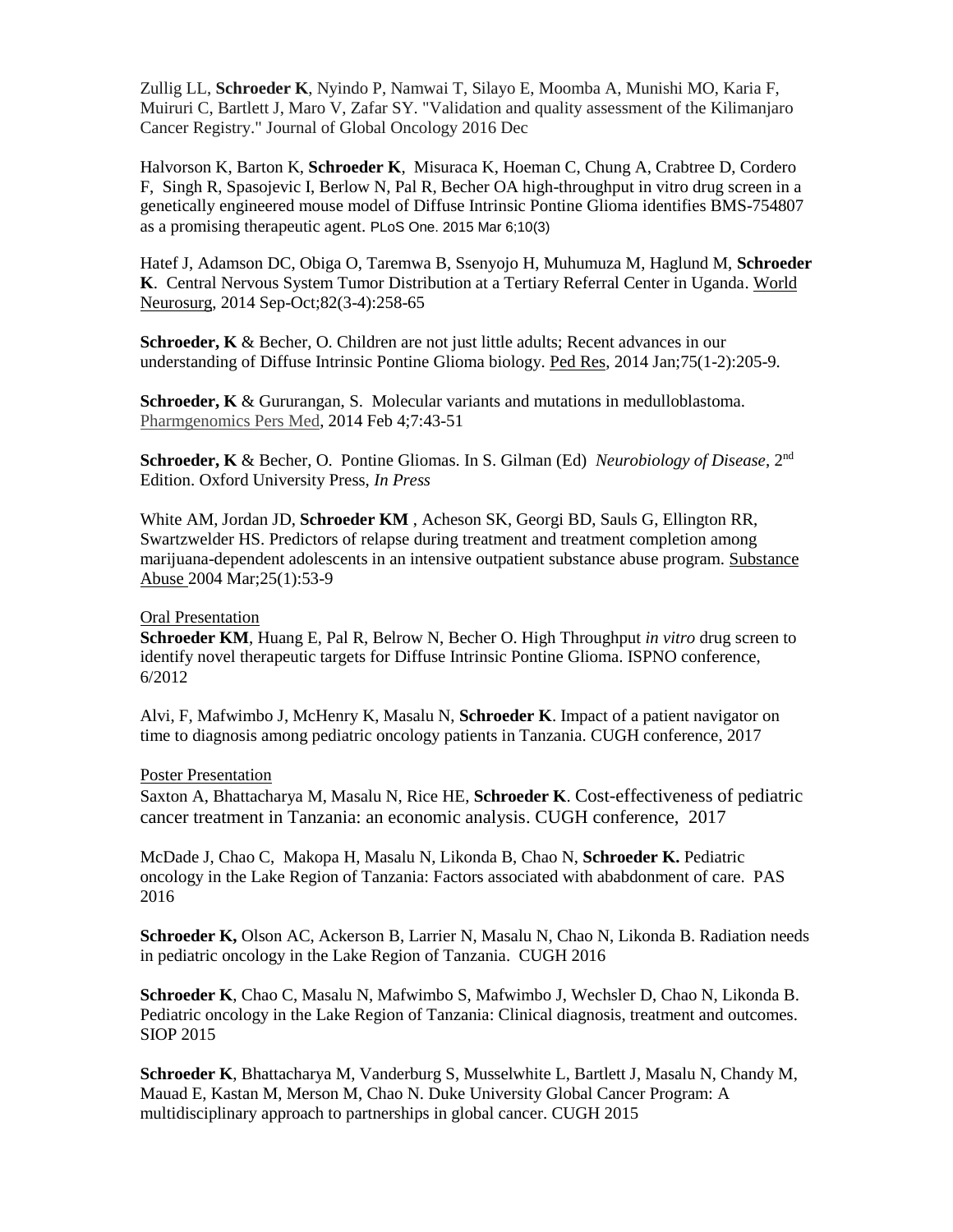Zullig LL, **Schroeder K**, Nyindo P, Namwai T, Silayo E, Moomba A, Munishi MO, Karia F, Muiruri C, Bartlett J, Maro V, Zafar SY. "Validation and quality assessment of the Kilimanjaro Cancer Registry." Journal of Global Oncology 2016 Dec

Halvorson K, Barton K, **Schroeder K**, Misuraca K, Hoeman C, Chung A, Crabtree D, Cordero F, Singh R, Spasojevic I, Berlow N, Pal R, Becher OA high-throughput in vitro drug screen in a genetically engineered mouse model of Diffuse Intrinsic Pontine Glioma identifies BMS-754807 as a promising therapeutic agent. PLoS One. 2015 Mar 6;10(3)

Hatef J, Adamson DC, Obiga O, Taremwa B, Ssenyojo H, Muhumuza M, Haglund M, **Schroeder K**. Central Nervous System Tumor Distribution at a Tertiary Referral Center in Uganda. World Neurosurg, 2014 Sep-Oct;82(3-4):258-65

**Schroeder, K** & Becher, O. Children are not just little adults; Recent advances in our understanding of Diffuse Intrinsic Pontine Glioma biology. Ped Res, 2014 Jan;75(1-2):205-9.

**Schroeder, K** & Gururangan, S. Molecular variants and mutations in medulloblastoma. Pharmgenomics Pers Med, 2014 Feb 4;7:43-51

**Schroeder, K** & Becher, O. Pontine Gliomas. In S. Gilman (Ed) *Neurobiology of Disease*, 2nd Edition. Oxford University Press, *In Press*

White AM, Jordan JD, **Schroeder KM** , Acheson SK, Georgi BD, Sauls G, Ellington RR, Swartzwelder HS. Predictors of relapse during treatment and treatment completion among marijuana-dependent adolescents in an intensive outpatient substance abuse program. Substance Abuse 2004 Mar;25(1):53-9

Oral Presentation

**Schroeder KM**, Huang E, Pal R, Belrow N, Becher O. High Throughput *in vitro* drug screen to identify novel therapeutic targets for Diffuse Intrinsic Pontine Glioma. ISPNO conference, 6/2012

Alvi, F, Mafwimbo J, McHenry K, Masalu N, **Schroeder K**. Impact of a patient navigator on time to diagnosis among pediatric oncology patients in Tanzania. CUGH conference, 2017

Poster Presentation

Saxton A, Bhattacharya M, Masalu N, Rice HE, **Schroeder K**. Cost-effectiveness of pediatric cancer treatment in Tanzania: an economic analysis. CUGH conference, 2017

McDade J, Chao C, Makopa H, Masalu N, Likonda B, Chao N, **Schroeder K.** Pediatric oncology in the Lake Region of Tanzania: Factors associated with ababdonment of care. PAS 2016

**Schroeder K,** Olson AC, Ackerson B, Larrier N, Masalu N, Chao N, Likonda B. Radiation needs in pediatric oncology in the Lake Region of Tanzania. CUGH 2016

**Schroeder K**, Chao C, Masalu N, Mafwimbo S, Mafwimbo J, Wechsler D, Chao N, Likonda B. Pediatric oncology in the Lake Region of Tanzania: Clinical diagnosis, treatment and outcomes. SIOP 2015

**Schroeder K**, Bhattacharya M, Vanderburg S, Musselwhite L, Bartlett J, Masalu N, Chandy M, Mauad E, Kastan M, Merson M, Chao N. Duke University Global Cancer Program: A multidisciplinary approach to partnerships in global cancer. CUGH 2015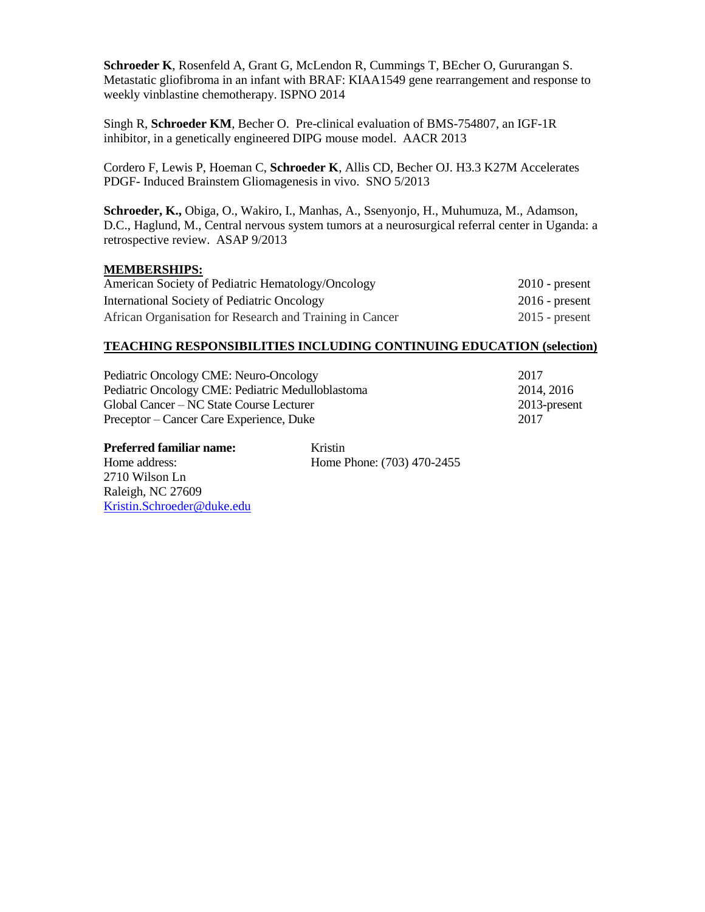**Schroeder K**, Rosenfeld A, Grant G, McLendon R, Cummings T, BEcher O, Gururangan S. Metastatic gliofibroma in an infant with BRAF: KIAA1549 gene rearrangement and response to weekly vinblastine chemotherapy. ISPNO 2014

Singh R, **Schroeder KM**, Becher O. Pre-clinical evaluation of BMS-754807, an IGF-1R inhibitor, in a genetically engineered DIPG mouse model. AACR 2013

Cordero F, Lewis P, Hoeman C, **Schroeder K**, Allis CD, Becher OJ. H3.3 K27M Accelerates PDGF- Induced Brainstem Gliomagenesis in vivo. SNO 5/2013

**Schroeder, K.,** Obiga, O., Wakiro, I., Manhas, A., Ssenyonjo, H., Muhumuza, M., Adamson, D.C., Haglund, M., Central nervous system tumors at a neurosurgical referral center in Uganda: a retrospective review. ASAP 9/2013

**MEMBERSHIPS:**

| | |
|---|---|
| American Society of Pediatric Hematology/Oncology | 2010 - present |
| International Society of Pediatric Oncology | 2016 - present |
| African Organisation for Research and Training in Cancer | 2015 - present |

**TEACHING RESPONSIBILITIES INCLUDING CONTINUING EDUCATION (selection)**

| | |
|---|---|
| Pediatric Oncology CME: Neuro-Oncology | 2017 |
| Pediatric Oncology CME: Pediatric Medulloblastoma | 2014, 2016 |
| Global Cancer – NC State Course Lecturer | 2013-present |
| Preceptor – Cancer Care Experience, Duke | 2017 |

**Preferred familiar name:** Kristin

Home address:
2710 Wilson Ln
Raleigh, NC 27609
Kristin.Schroeder@duke.edu

Home Phone: (703) 470-2455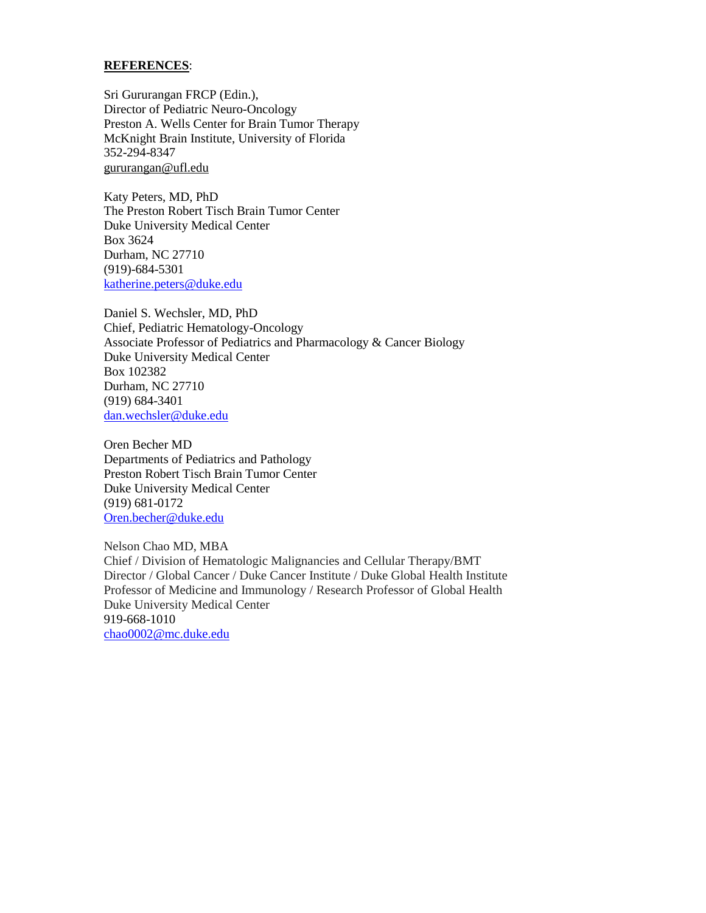**REFERENCES**:

Sri Gururangan FRCP (Edin.),
Director of Pediatric Neuro-Oncology
Preston A. Wells Center for Brain Tumor Therapy
McKnight Brain Institute, University of Florida
352-294-8347
gururangan@ufl.edu

Katy Peters, MD, PhD
The Preston Robert Tisch Brain Tumor Center
Duke University Medical Center
Box 3624
Durham, NC 27710
(919)-684-5301
katherine.peters@duke.edu

Daniel S. Wechsler, MD, PhD
Chief, Pediatric Hematology-Oncology
Associate Professor of Pediatrics and Pharmacology & Cancer Biology
Duke University Medical Center
Box 102382
Durham, NC 27710
(919) 684-3401
dan.wechsler@duke.edu

Oren Becher MD
Departments of Pediatrics and Pathology
Preston Robert Tisch Brain Tumor Center
Duke University Medical Center
(919) 681-0172
Oren.becher@duke.edu

Nelson Chao MD, MBA
Chief / Division of Hematologic Malignancies and Cellular Therapy/BMT
Director / Global Cancer / Duke Cancer Institute / Duke Global Health Institute
Professor of Medicine and Immunology / Research Professor of Global Health
Duke University Medical Center
919-668-1010
chao0002@mc.duke.edu